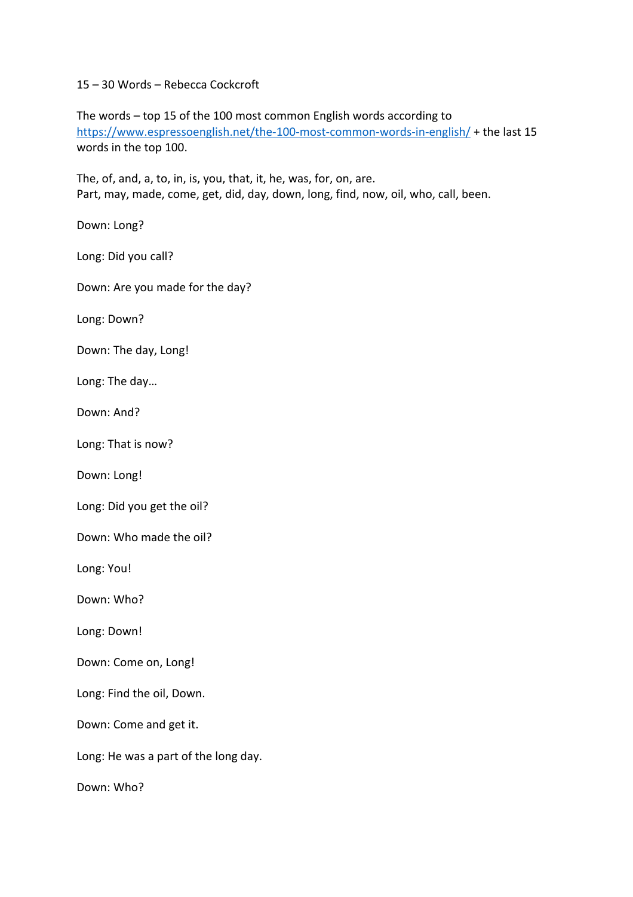15 – 30 Words – Rebecca Cockcroft

The words – top 15 of the 100 most common English words according to [https://www.espressoenglish.net/the-100-most-common-words-in-english/](https://www.espressoenglish.net/the-100-most-common-words-in-english/) + the last 15 words in the top 100.

The, of, and, a, to, in, is, you, that, it, he, was, for, on, are.
Part, may, made, come, get, did, day, down, long, find, now, oil, who, call, been.

Down: Long?

Long: Did you call?

Down: Are you made for the day?

Long: Down?

Down: The day, Long!

Long: The day…

Down: And?

Long: That is now?

Down: Long!

Long: Did you get the oil?

Down: Who made the oil?

Long: You!

Down: Who?

Long: Down!

Down: Come on, Long!

Long: Find the oil, Down.

Down: Come and get it.

Long: He was a part of the long day.

Down: Who?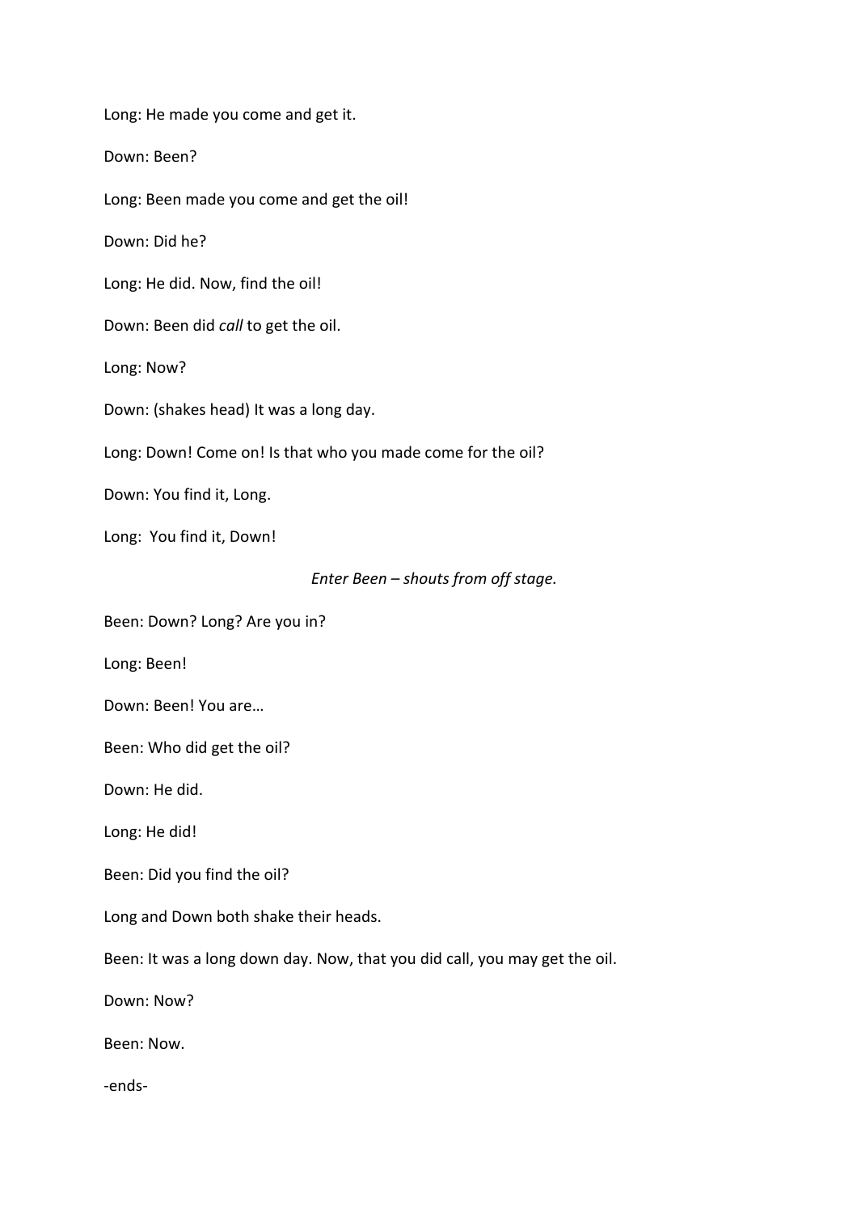Long: He made you come and get it.

Down: Been?

Long: Been made you come and get the oil!

Down: Did he?

Long: He did. Now, find the oil!

Down: Been did *call* to get the oil.

Long: Now?

Down: (shakes head) It was a long day.

Long: Down! Come on! Is that who you made come for the oil?

Down: You find it, Long.

Long: You find it, Down!

*Enter Been – shouts from off stage.*

Been: Down? Long? Are you in?

Long: Been!

Down: Been! You are…

Been: Who did get the oil?

Down: He did.

Long: He did!

Been: Did you find the oil?

Long and Down both shake their heads.

Been: It was a long down day. Now, that you did call, you may get the oil.

Down: Now?

Been: Now.

-ends-